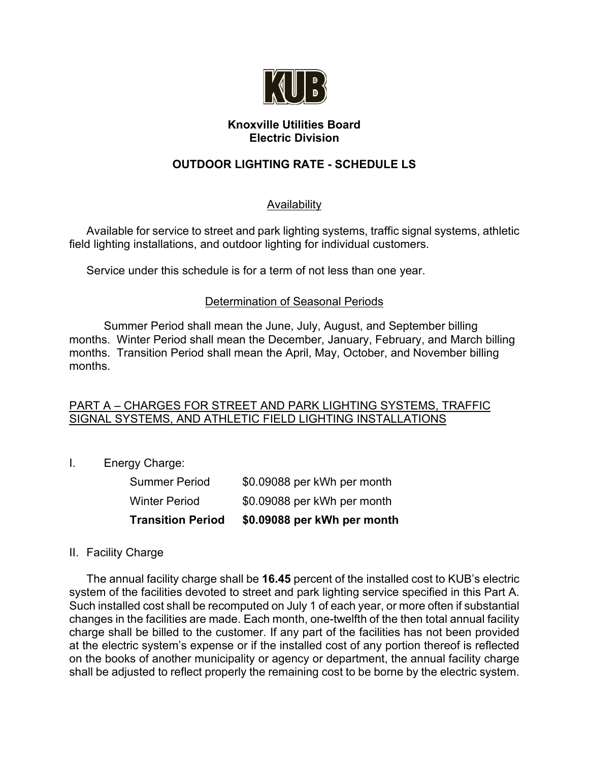KUB

**Knoxville Utilities Board**
**Electric Division**

# OUTDOOR LIGHTING RATE - SCHEDULE LS

## Availability

Available for service to street and park lighting systems, traffic signal systems, athletic field lighting installations, and outdoor lighting for individual customers.

Service under this schedule is for a term of not less than one year.

## Determination of Seasonal Periods

Summer Period shall mean the June, July, August, and September billing months. Winter Period shall mean the December, January, February, and March billing months. Transition Period shall mean the April, May, October, and November billing months.

## PART A – CHARGES FOR STREET AND PARK LIGHTING SYSTEMS, TRAFFIC SIGNAL SYSTEMS, AND ATHLETIC FIELD LIGHTING INSTALLATIONS

I. Energy Charge:

| | |
|---|---|
| Summer Period | $0.09088 per kWh per month |
| Winter Period | $0.09088 per kWh per month |
| **Transition Period** | **$0.09088 per kWh per month** |

II. Facility Charge

The annual facility charge shall be **16.45** percent of the installed cost to KUB's electric system of the facilities devoted to street and park lighting service specified in this Part A. Such installed cost shall be recomputed on July 1 of each year, or more often if substantial changes in the facilities are made. Each month, one-twelfth of the then total annual facility charge shall be billed to the customer. If any part of the facilities has not been provided at the electric system's expense or if the installed cost of any portion thereof is reflected on the books of another municipality or agency or department, the annual facility charge shall be adjusted to reflect properly the remaining cost to be borne by the electric system.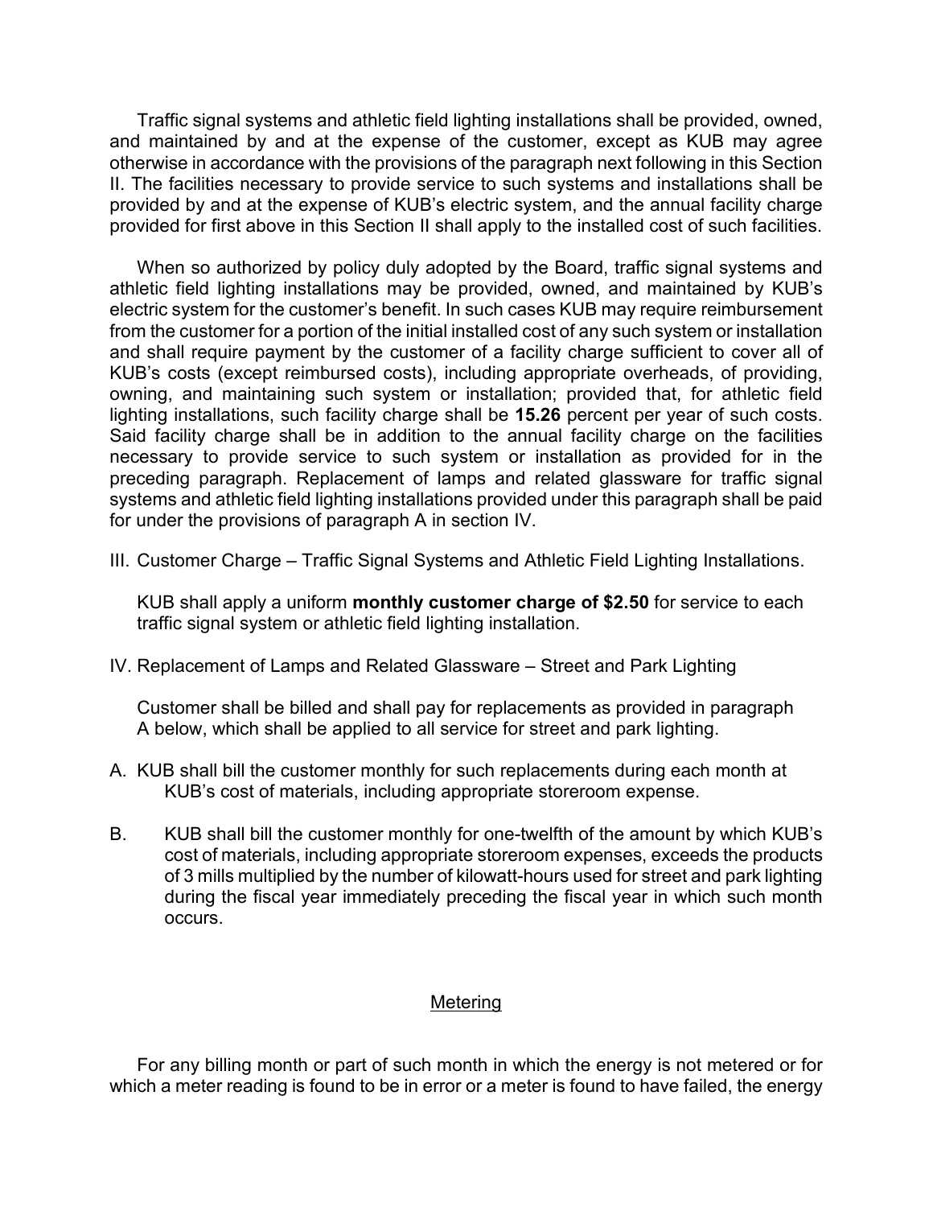Traffic signal systems and athletic field lighting installations shall be provided, owned, and maintained by and at the expense of the customer, except as KUB may agree otherwise in accordance with the provisions of the paragraph next following in this Section II. The facilities necessary to provide service to such systems and installations shall be provided by and at the expense of KUB's electric system, and the annual facility charge provided for first above in this Section II shall apply to the installed cost of such facilities.

When so authorized by policy duly adopted by the Board, traffic signal systems and athletic field lighting installations may be provided, owned, and maintained by KUB's electric system for the customer's benefit. In such cases KUB may require reimbursement from the customer for a portion of the initial installed cost of any such system or installation and shall require payment by the customer of a facility charge sufficient to cover all of KUB's costs (except reimbursed costs), including appropriate overheads, of providing, owning, and maintaining such system or installation; provided that, for athletic field lighting installations, such facility charge shall be **15.26** percent per year of such costs. Said facility charge shall be in addition to the annual facility charge on the facilities necessary to provide service to such system or installation as provided for in the preceding paragraph. Replacement of lamps and related glassware for traffic signal systems and athletic field lighting installations provided under this paragraph shall be paid for under the provisions of paragraph A in section IV.

III. Customer Charge – Traffic Signal Systems and Athletic Field Lighting Installations.

KUB shall apply a uniform **monthly customer charge of $2.50** for service to each traffic signal system or athletic field lighting installation.

IV. Replacement of Lamps and Related Glassware – Street and Park Lighting

Customer shall be billed and shall pay for replacements as provided in paragraph A below, which shall be applied to all service for street and park lighting.

A. KUB shall bill the customer monthly for such replacements during each month at KUB's cost of materials, including appropriate storeroom expense.

B. KUB shall bill the customer monthly for one-twelfth of the amount by which KUB's cost of materials, including appropriate storeroom expenses, exceeds the products of 3 mills multiplied by the number of kilowatt-hours used for street and park lighting during the fiscal year immediately preceding the fiscal year in which such month occurs.

## Metering

For any billing month or part of such month in which the energy is not metered or for which a meter reading is found to be in error or a meter is found to have failed, the energy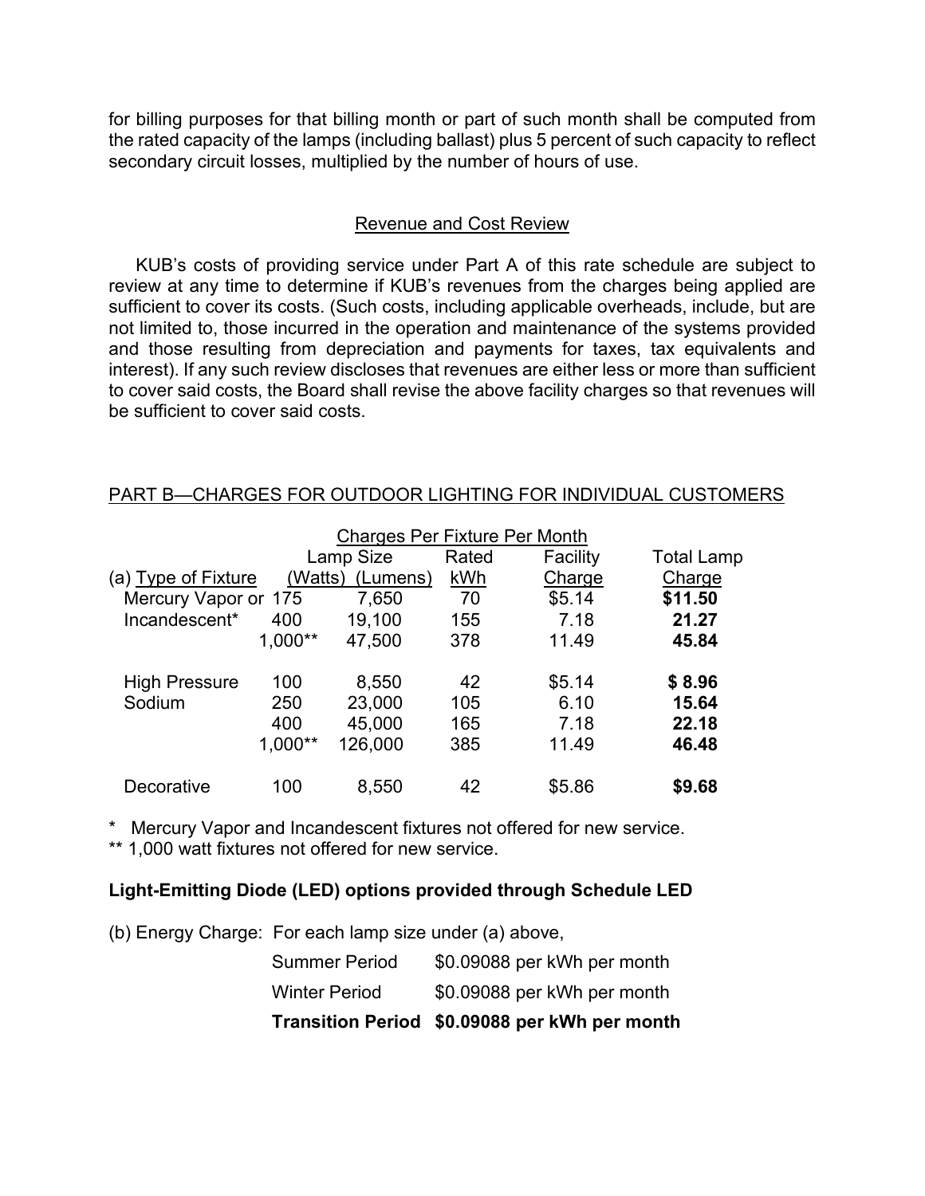for billing purposes for that billing month or part of such month shall be computed from the rated capacity of the lamps (including ballast) plus 5 percent of such capacity to reflect secondary circuit losses, multiplied by the number of hours of use.

<u>Revenue and Cost Review</u>

KUB's costs of providing service under Part A of this rate schedule are subject to review at any time to determine if KUB's revenues from the charges being applied are sufficient to cover its costs. (Such costs, including applicable overheads, include, but are not limited to, those incurred in the operation and maintenance of the systems provided and those resulting from depreciation and payments for taxes, tax equivalents and interest). If any such review discloses that revenues are either less or more than sufficient to cover said costs, the Board shall revise the above facility charges so that revenues will be sufficient to cover said costs.

<u>PART B—CHARGES FOR OUTDOOR LIGHTING FOR INDIVIDUAL CUSTOMERS</u>

| | Charges Per Fixture Per Month | | | | |
|---|---|---|---|---|---|
| | Lamp Size | | Rated | Facility | Total Lamp |
| (a) Type of Fixture | (Watts) | (Lumens) | kWh | Charge | Charge |
| Mercury Vapor or | 175 | 7,650 | 70 | $5.14 | **$11.50** |
| Incandescent* | 400 | 19,100 | 155 | 7.18 | **21.27** |
| | 1,000** | 47,500 | 378 | 11.49 | **45.84** |
| High Pressure | 100 | 8,550 | 42 | $5.14 | **$ 8.96** |
| Sodium | 250 | 23,000 | 105 | 6.10 | **15.64** |
| | 400 | 45,000 | 165 | 7.18 | **22.18** |
| | 1,000** | 126,000 | 385 | 11.49 | **46.48** |
| Decorative | 100 | 8,550 | 42 | $5.86 | **$9.68** |

\* Mercury Vapor and Incandescent fixtures not offered for new service.
** 1,000 watt fixtures not offered for new service.

**Light-Emitting Diode (LED) options provided through Schedule LED**

(b) Energy Charge: For each lamp size under (a) above,

| | |
|---|---|
| Summer Period | $0.09088 per kWh per month |
| Winter Period | $0.09088 per kWh per month |
| **Transition Period** | **$0.09088 per kWh per month** |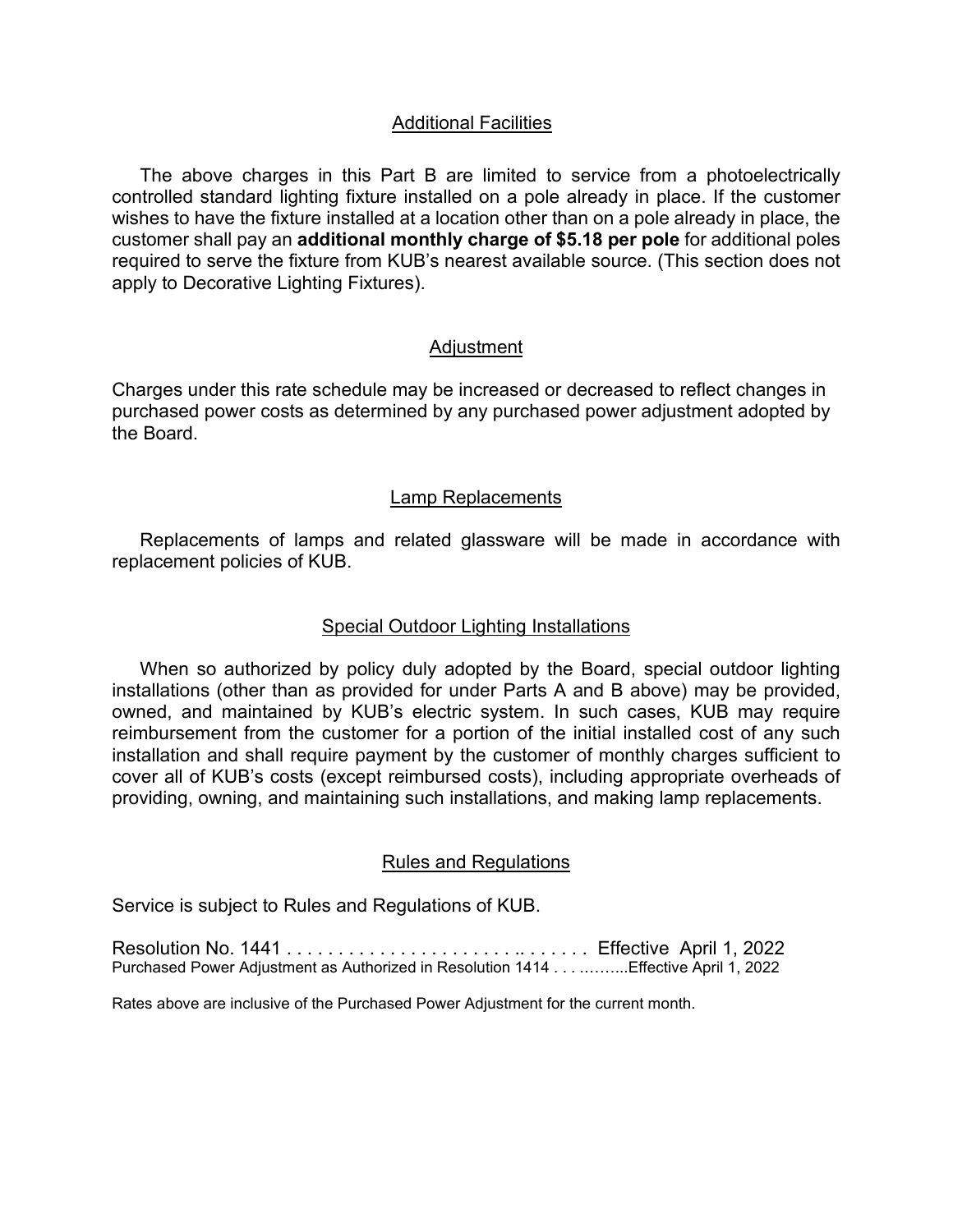## Additional Facilities

The above charges in this Part B are limited to service from a photoelectrically controlled standard lighting fixture installed on a pole already in place. If the customer wishes to have the fixture installed at a location other than on a pole already in place, the customer shall pay an **additional monthly charge of $5.18 per pole** for additional poles required to serve the fixture from KUB's nearest available source. (This section does not apply to Decorative Lighting Fixtures).

## Adjustment

Charges under this rate schedule may be increased or decreased to reflect changes in purchased power costs as determined by any purchased power adjustment adopted by the Board.

## Lamp Replacements

Replacements of lamps and related glassware will be made in accordance with replacement policies of KUB.

## Special Outdoor Lighting Installations

When so authorized by policy duly adopted by the Board, special outdoor lighting installations (other than as provided for under Parts A and B above) may be provided, owned, and maintained by KUB's electric system. In such cases, KUB may require reimbursement from the customer for a portion of the initial installed cost of any such installation and shall require payment by the customer of monthly charges sufficient to cover all of KUB's costs (except reimbursed costs), including appropriate overheads of providing, owning, and maintaining such installations, and making lamp replacements.

## Rules and Regulations

Service is subject to Rules and Regulations of KUB.

Resolution No. 1441 . . . . . . . . . . . . . . . . . . . . . . . . .. . . . . . . Effective April 1, 2022
Purchased Power Adjustment as Authorized in Resolution 1414 . . . ..……..Effective April 1, 2022

Rates above are inclusive of the Purchased Power Adjustment for the current month.